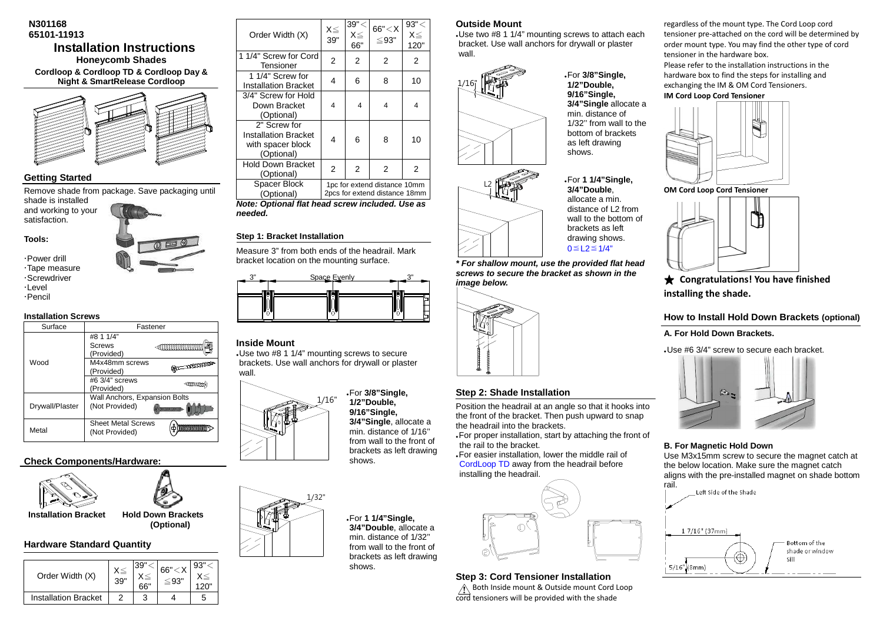N301168
65101-11913

# Installation Instructions

### Honeycomb Shades

**Cordloop & Cordloop TD & Cordloop Day & Night & SmartRelease Cordloop**

## Getting Started

Remove shade from package. Save packaging until shade is installed and working to your satisfaction.

**Tools:**

- Power drill
- Tape measure
- Screwdriver
- Level
- Pencil

### Installation Screws

| Surface | Fastener |
|---|---|
| Wood | #8 1 1/4" Screws (Provided) |
| | M4x48mm screws (Provided) |
| | #6 3/4" screws (Provided) |
| Drywall/Plaster | Wall Anchors, Expansion Bolts (Not Provided) |
| Metal | Sheet Metal Screws (Not Provided) |

## Check Components/Hardware:

**Installation Bracket**

**Hold Down Brackets (Optional)**

## Hardware Standard Quantity

| Order Width (X) | X≦ 39" | 39"< X≦ 66" | 66"<X ≦93" | 93"< X≦ 120" |
|---|---|---|---|---|
| Installation Bracket | 2 | 3 | 4 | 5 |
| 1 1/4" Screw for Cord Tensioner | 2 | 2 | 2 | 2 |
| 1 1/4" Screw for Installation Bracket | 4 | 6 | 8 | 10 |
| 3/4" Screw for Hold Down Bracket (Optional) | 4 | 4 | 4 | 4 |
| 2" Screw for Installation Bracket with spacer block (Optional) | 4 | 6 | 8 | 10 |
| Hold Down Bracket (Optional) | 2 | 2 | 2 | 2 |
| Spacer Block (Optional) | 1pc for extend distance 10mm 2pcs for extend distance 18mm | | | |

***Note: Optional flat head screw included. Use as needed.***

### Step 1: Bracket Installation

Measure 3" from both ends of the headrail. Mark bracket location on the mounting surface.

3" — Space Evenly — 3"

### Inside Mount

- Use two #8 1 1/4" mounting screws to secure brackets. Use wall anchors for drywall or plaster wall.

1/16"

- For **3/8"Single, 1/2"Double, 9/16"Single, 3/4"Single**, allocate a min. distance of 1/16" from wall to the front of brackets as left drawing shows.

1/32"

- For **1 1/4"Single, 3/4"Double**, allocate a min. distance of 1/32" from wall to the front of brackets as left drawing shows.

### Outside Mount

- Use two #8 1 1/4" mounting screws to attach each bracket. Use wall anchors for drywall or plaster wall.

1/16"

- For **3/8"Single, 1/2"Double, 9/16"Single, 3/4"Single** allocate a min. distance of 1/32" from wall to the bottom of brackets as left drawing shows.

L2

- For **1 1/4"Single, 3/4"Double**, allocate a min. distance of L2 from wall to the bottom of brackets as left drawing shows. 0≦L2≦1/4"

***\* For shallow mount, use the provided flat head screws to secure the bracket as shown in the image below.***

## Step 2: Shade Installation

Position the headrail at an angle so that it hooks into the front of the bracket. Then push upward to snap the headrail into the brackets.

- For proper installation, start by attaching the front of the rail to the bracket.
- For easier installation, lower the middle rail of CordLoop TD away from the headrail before installing the headrail.

## Step 3: Cord Tensioner Installation

⚠ Both Inside mount & Outside mount Cord Loop cord tensioners will be provided with the shade regardless of the mount type. The Cord Loop cord tensioner pre-attached on the cord will be determined by order mount type. You may find the other type of cord tensioner in the hardware box.

Please refer to the installation instructions in the hardware box to find the steps for installing and exchanging the IM & OM Cord Tensioners.

**IM Cord Loop Cord Tensioner**

**OM Cord Loop Cord Tensioner**

★ **Congratulations! You have finished installing the shade.**

## How to Install Hold Down Brackets (optional)

### A. For Hold Down Brackets.

- Use #6 3/4" screw to secure each bracket.

### B. For Magnetic Hold Down

Use M3x15mm screw to secure the magnet catch at the below location. Make sure the magnet catch aligns with the pre-installed magnet on shade bottom rail.

Left side of the shade

1 7/16" (37mm)

Bottom of the shade or window sill

5/16" (8mm)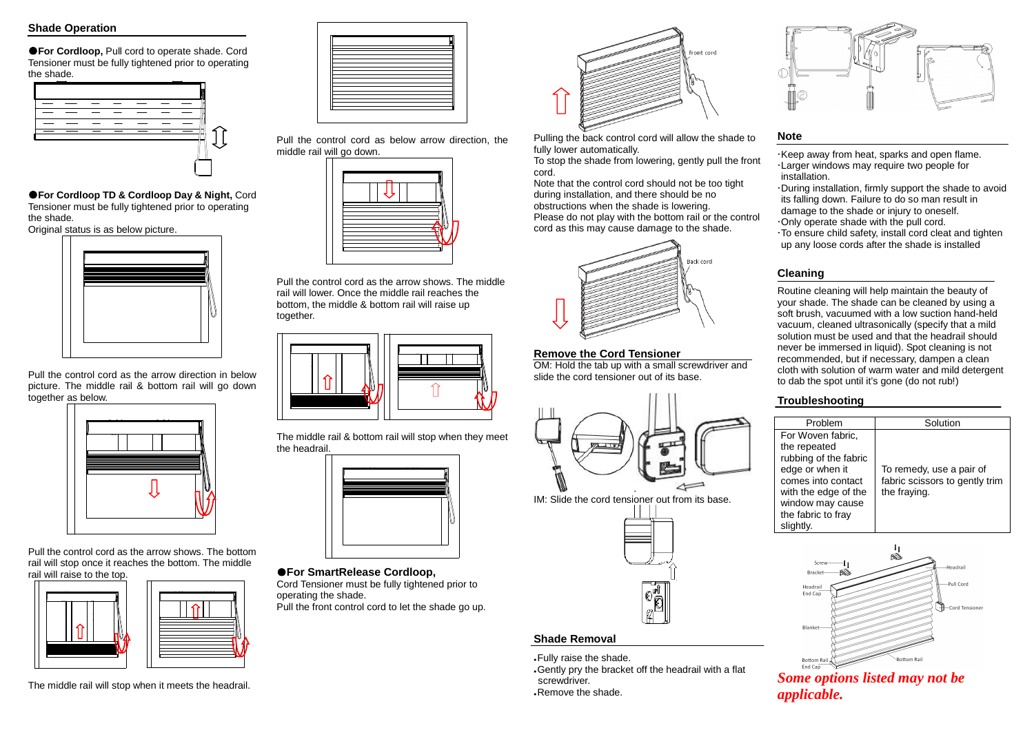## Shade Operation

●**For Cordloop,** Pull cord to operate shade. Cord Tensioner must be fully tightened prior to operating the shade.

●**For Cordloop TD & Cordloop Day & Night,** Cord Tensioner must be fully tightened prior to operating the shade.

Original status is as below picture.

Pull the control cord as the arrow direction in below picture. The middle rail & bottom rail will go down together as below.

Pull the control cord as the arrow shows. The bottom rail will stop once it reaches the bottom. The middle rail will raise to the top.

The middle rail will stop when it meets the headrail.

Pull the control cord as below arrow direction, the middle rail will go down.

Pull the control cord as the arrow shows. The middle rail will lower. Once the middle rail reaches the bottom, the middle & bottom rail will raise up together.

The middle rail & bottom rail will stop when they meet the headrail.

●**For SmartRelease Cordloop,**

Cord Tensioner must be fully tightened prior to operating the shade.

Pull the front control cord to let the shade go up.

front cord

Pulling the back control cord will allow the shade to fully lower automatically.

To stop the shade from lowering, gently pull the front cord.

Note that the control cord should not be too tight during installation, and there should be no obstructions when the shade is lowering.

Please do not play with the bottom rail or the control cord as this may cause damage to the shade.

Back cord

### Remove the Cord Tensioner

OM: Hold the tab up with a small screwdriver and slide the cord tensioner out of its base.

IM: Slide the cord tensioner out from its base.

### Shade Removal

- Fully raise the shade.
- Gently pry the bracket off the headrail with a flat screwdriver.
- Remove the shade.

### Note

- Keep away from heat, sparks and open flame.
- Larger windows may require two people for installation.
- During installation, firmly support the shade to avoid its falling down. Failure to do so man result in damage to the shade or injury to oneself.
- Only operate shade with the pull cord.
- To ensure child safety, install cord cleat and tighten up any loose cords after the shade is installed

### Cleaning

Routine cleaning will help maintain the beauty of your shade. The shade can be cleaned by using a soft brush, vacuumed with a low suction hand-held vacuum, cleaned ultrasonically (specify that a mild solution must be used and that the headrail should never be immersed in liquid). Spot cleaning is not recommended, but if necessary, dampen a clean cloth with solution of warm water and mild detergent to dab the spot until it's gone (do not rub!)

### Troubleshooting

| Problem | Solution |
| --- | --- |
| For Woven fabric, the repeated rubbing of the fabric edge or when it comes into contact with the edge of the window may cause the fabric to fray slightly. | To remedy, use a pair of fabric scissors to gently trim the fraying. |

Screw
Bracket
Headrail
Headrail End Cap
Pull Cord
Cord Tensioner
Blanket
Bottom Rail End Cap
Bottom Rail

***Some options listed may not be applicable.***